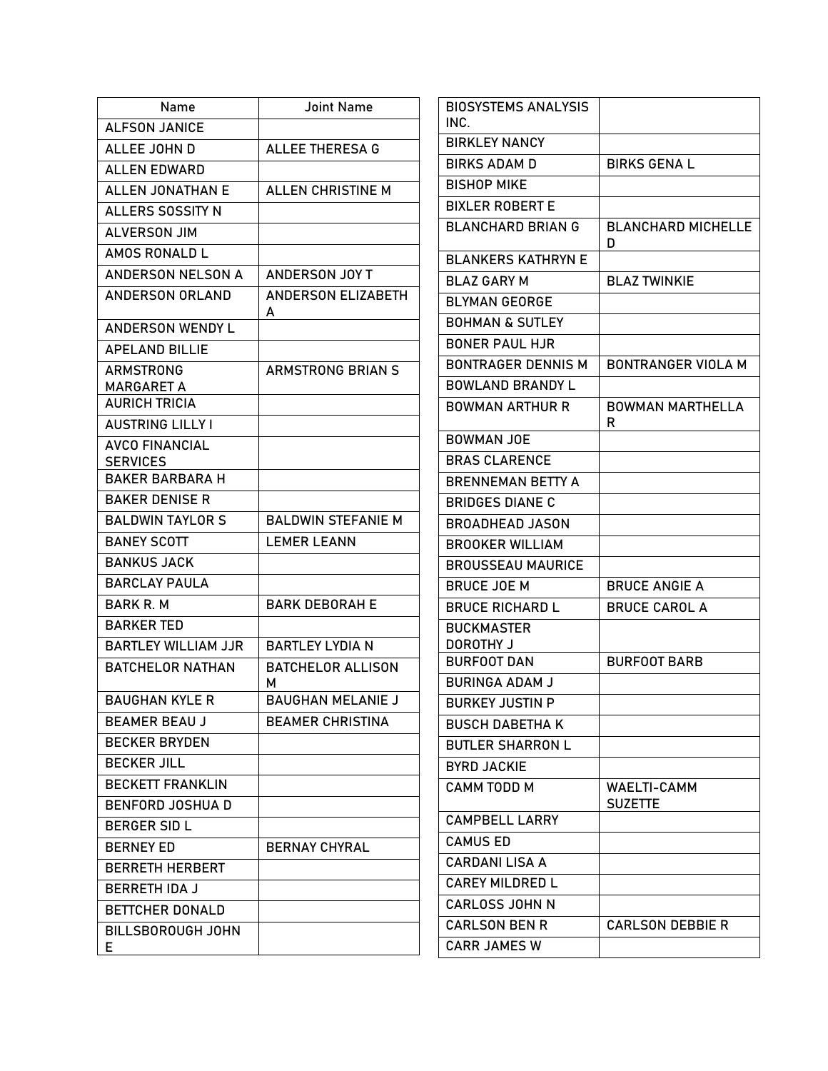| Name | Joint Name |
|---|---|
| ALFSON JANICE | |
| ALLEE JOHN D | ALLEE THERESA G |
| ALLEN EDWARD | |
| ALLEN JONATHAN E | ALLEN CHRISTINE M |
| ALLERS SOSSITY N | |
| ALVERSON JIM | |
| AMOS RONALD L | |
| ANDERSON NELSON A | ANDERSON JOY T |
| ANDERSON ORLAND | ANDERSON ELIZABETH A |
| ANDERSON WENDY L | |
| APELAND BILLIE | |
| ARMSTRONG MARGARET A | ARMSTRONG BRIAN S |
| AURICH TRICIA | |
| AUSTRING LILLY I | |
| AVCO FINANCIAL SERVICES | |
| BAKER BARBARA H | |
| BAKER DENISE R | |
| BALDWIN TAYLOR S | BALDWIN STEFANIE M |
| BANEY SCOTT | LEMER LEANN |
| BANKUS JACK | |
| BARCLAY PAULA | |
| BARK R. M | BARK DEBORAH E |
| BARKER TED | |
| BARTLEY WILLIAM JJR | BARTLEY LYDIA N |
| BATCHELOR NATHAN | BATCHELOR ALLISON M |
| BAUGHAN KYLE R | BAUGHAN MELANIE J |
| BEAMER BEAU J | BEAMER CHRISTINA |
| BECKER BRYDEN | |
| BECKER JILL | |
| BECKETT FRANKLIN | |
| BENFORD JOSHUA D | |
| BERGER SID L | |
| BERNEY ED | BERNAY CHYRAL |
| BERRETH HERBERT | |
| BERRETH IDA J | |
| BETTCHER DONALD | |
| BILLSBOROUGH JOHN E | |
| BIOSYSTEMS ANALYSIS INC. | |
| BIRKLEY NANCY | |
| BIRKS ADAM D | BIRKS GENA L |
| BISHOP MIKE | |
| BIXLER ROBERT E | |
| BLANCHARD BRIAN G | BLANCHARD MICHELLE D |
| BLANKERS KATHRYN E | |
| BLAZ GARY M | BLAZ TWINKIE |
| BLYMAN GEORGE | |
| BOHMAN & SUTLEY | |
| BONER PAUL HJR | |
| BONTRAGER DENNIS M | BONTRANGER VIOLA M |
| BOWLAND BRANDY L | |
| BOWMAN ARTHUR R | BOWMAN MARTHELLA R |
| BOWMAN JOE | |
| BRAS CLARENCE | |
| BRENNEMAN BETTY A | |
| BRIDGES DIANE C | |
| BROADHEAD JASON | |
| BROOKER WILLIAM | |
| BROUSSEAU MAURICE | |
| BRUCE JOE M | BRUCE ANGIE A |
| BRUCE RICHARD L | BRUCE CAROL A |
| BUCKMASTER DOROTHY J | |
| BURFOOT DAN | BURFOOT BARB |
| BURINGA ADAM J | |
| BURKEY JUSTIN P | |
| BUSCH DABETHA K | |
| BUTLER SHARRON L | |
| BYRD JACKIE | |
| CAMM TODD M | WAELTI-CAMM SUZETTE |
| CAMPBELL LARRY | |
| CAMUS ED | |
| CARDANI LISA A | |
| CAREY MILDRED L | |
| CARLOSS JOHN N | |
| CARLSON BEN R | CARLSON DEBBIE R |
| CARR JAMES W | |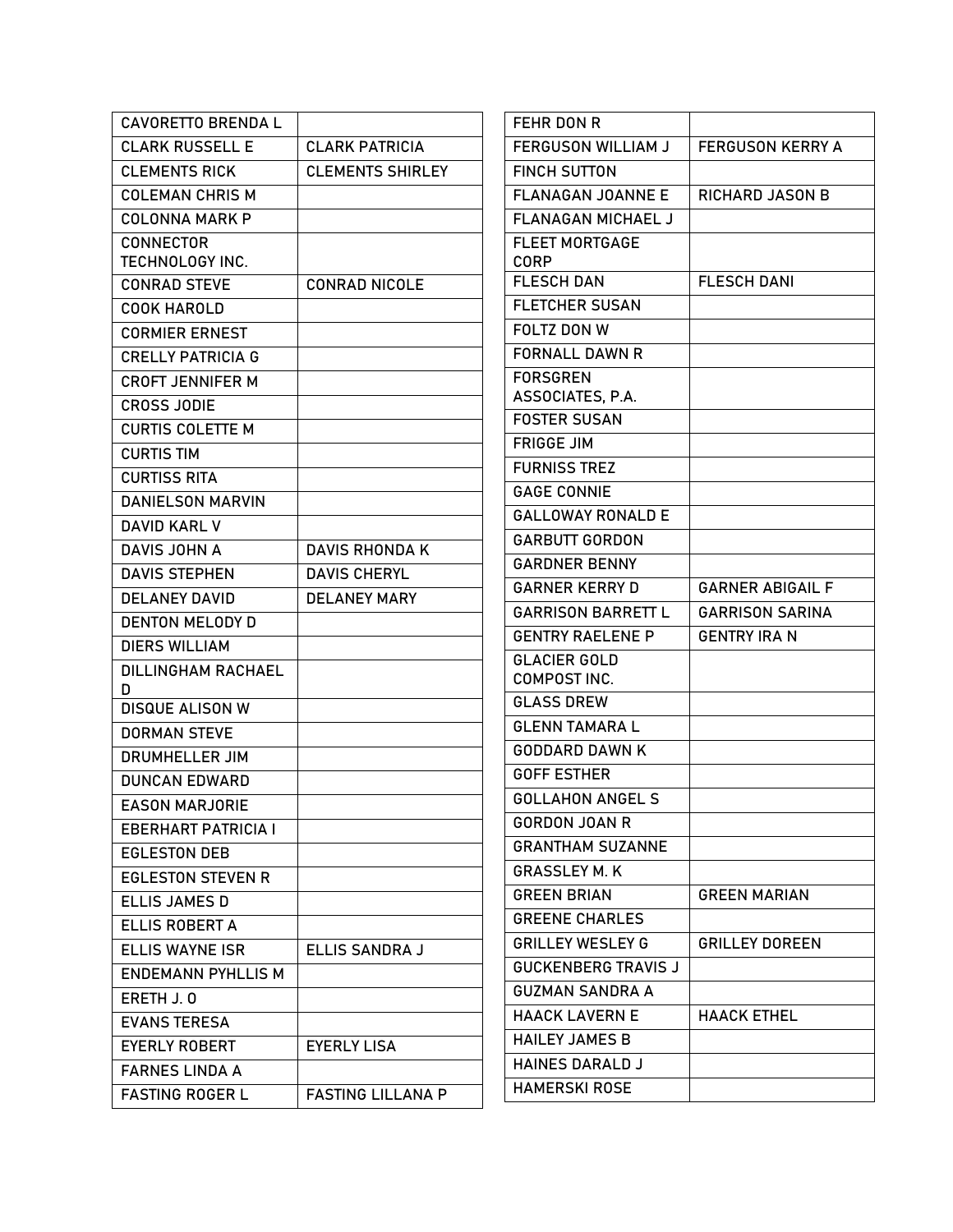| | |
|---|---|
| CAVORETTO BRENDA L | |
| CLARK RUSSELL E | CLARK PATRICIA |
| CLEMENTS RICK | CLEMENTS SHIRLEY |
| COLEMAN CHRIS M | |
| COLONNA MARK P | |
| CONNECTOR TECHNOLOGY INC. | |
| CONRAD STEVE | CONRAD NICOLE |
| COOK HAROLD | |
| CORMIER ERNEST | |
| CRELLY PATRICIA G | |
| CROFT JENNIFER M | |
| CROSS JODIE | |
| CURTIS COLETTE M | |
| CURTIS TIM | |
| CURTISS RITA | |
| DANIELSON MARVIN | |
| DAVID KARL V | |
| DAVIS JOHN A | DAVIS RHONDA K |
| DAVIS STEPHEN | DAVIS CHERYL |
| DELANEY DAVID | DELANEY MARY |
| DENTON MELODY D | |
| DIERS WILLIAM | |
| DILLINGHAM RACHAEL D | |
| DISQUE ALISON W | |
| DORMAN STEVE | |
| DRUMHELLER JIM | |
| DUNCAN EDWARD | |
| EASON MARJORIE | |
| EBERHART PATRICIA I | |
| EGLESTON DEB | |
| EGLESTON STEVEN R | |
| ELLIS JAMES D | |
| ELLIS ROBERT A | |
| ELLIS WAYNE ISR | ELLIS SANDRA J |
| ENDEMANN PYHLLIS M | |
| ERETH J. O | |
| EVANS TERESA | |
| EYERLY ROBERT | EYERLY LISA |
| FARNES LINDA A | |
| FASTING ROGER L | FASTING LILLANA P |
| FEHR DON R | |
| FERGUSON WILLIAM J | FERGUSON KERRY A |
| FINCH SUTTON | |
| FLANAGAN JOANNE E | RICHARD JASON B |
| FLANAGAN MICHAEL J | |
| FLEET MORTGAGE CORP | |
| FLESCH DAN | FLESCH DANI |
| FLETCHER SUSAN | |
| FOLTZ DON W | |
| FORNALL DAWN R | |
| FORSGREN ASSOCIATES, P.A. | |
| FOSTER SUSAN | |
| FRIGGE JIM | |
| FURNISS TREZ | |
| GAGE CONNIE | |
| GALLOWAY RONALD E | |
| GARBUTT GORDON | |
| GARDNER BENNY | |
| GARNER KERRY D | GARNER ABIGAIL F |
| GARRISON BARRETT L | GARRISON SARINA |
| GENTRY RAELENE P | GENTRY IRA N |
| GLACIER GOLD COMPOST INC. | |
| GLASS DREW | |
| GLENN TAMARA L | |
| GODDARD DAWN K | |
| GOFF ESTHER | |
| GOLLAHON ANGEL S | |
| GORDON JOAN R | |
| GRANTHAM SUZANNE | |
| GRASSLEY M. K | |
| GREEN BRIAN | GREEN MARIAN |
| GREENE CHARLES | |
| GRILLEY WESLEY G | GRILLEY DOREEN |
| GUCKENBERG TRAVIS J | |
| GUZMAN SANDRA A | |
| HAACK LAVERN E | HAACK ETHEL |
| HAILEY JAMES B | |
| HAINES DARALD J | |
| HAMERSKI ROSE | |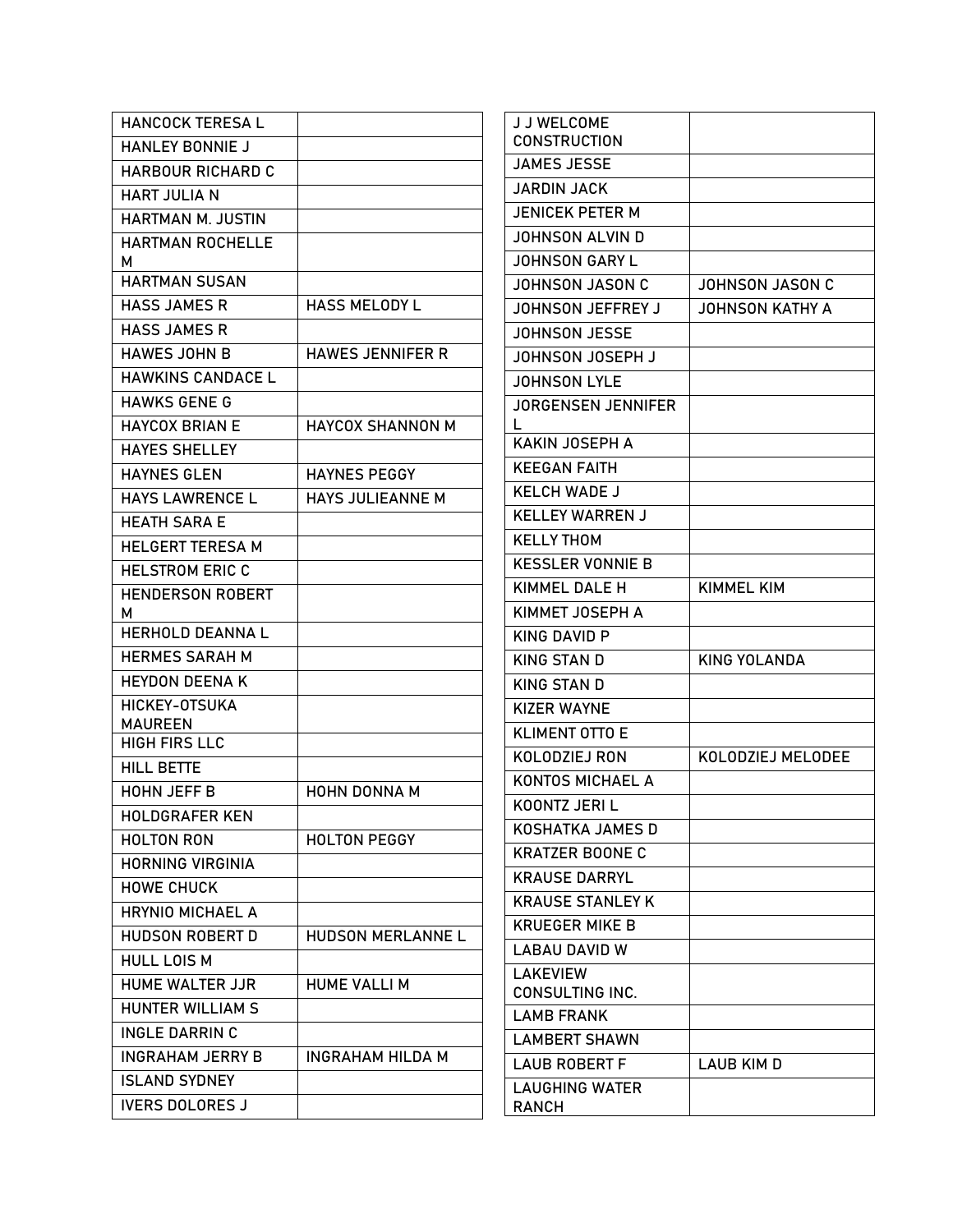| | |
|---|---|
| HANCOCK TERESA L | |
| HANLEY BONNIE J | |
| HARBOUR RICHARD C | |
| HART JULIA N | |
| HARTMAN M. JUSTIN | |
| HARTMAN ROCHELLE M | |
| HARTMAN SUSAN | |
| HASS JAMES R | HASS MELODY L |
| HASS JAMES R | |
| HAWES JOHN B | HAWES JENNIFER R |
| HAWKINS CANDACE L | |
| HAWKS GENE G | |
| HAYCOX BRIAN E | HAYCOX SHANNON M |
| HAYES SHELLEY | |
| HAYNES GLEN | HAYNES PEGGY |
| HAYS LAWRENCE L | HAYS JULIEANNE M |
| HEATH SARA E | |
| HELGERT TERESA M | |
| HELSTROM ERIC C | |
| HENDERSON ROBERT M | |
| HERHOLD DEANNA L | |
| HERMES SARAH M | |
| HEYDON DEENA K | |
| HICKEY-OTSUKA MAUREEN | |
| HIGH FIRS LLC | |
| HILL BETTE | |
| HOHN JEFF B | HOHN DONNA M |
| HOLDGRAFER KEN | |
| HOLTON RON | HOLTON PEGGY |
| HORNING VIRGINIA | |
| HOWE CHUCK | |
| HRYNIO MICHAEL A | |
| HUDSON ROBERT D | HUDSON MERLANNE L |
| HULL LOIS M | |
| HUME WALTER JJR | HUME VALLI M |
| HUNTER WILLIAM S | |
| INGLE DARRIN C | |
| INGRAHAM JERRY B | INGRAHAM HILDA M |
| ISLAND SYDNEY | |
| IVERS DOLORES J | |
| J J WELCOME CONSTRUCTION | |
| JAMES JESSE | |
| JARDIN JACK | |
| JENICEK PETER M | |
| JOHNSON ALVIN D | |
| JOHNSON GARY L | |
| JOHNSON JASON C | JOHNSON JASON C |
| JOHNSON JEFFREY J | JOHNSON KATHY A |
| JOHNSON JESSE | |
| JOHNSON JOSEPH J | |
| JOHNSON LYLE | |
| JORGENSEN JENNIFER L | |
| KAKIN JOSEPH A | |
| KEEGAN FAITH | |
| KELCH WADE J | |
| KELLEY WARREN J | |
| KELLY THOM | |
| KESSLER VONNIE B | |
| KIMMEL DALE H | KIMMEL KIM |
| KIMMET JOSEPH A | |
| KING DAVID P | |
| KING STAN D | KING YOLANDA |
| KING STAN D | |
| KIZER WAYNE | |
| KLIMENT OTTO E | |
| KOLODZIEJ RON | KOLODZIEJ MELODEE |
| KONTOS MICHAEL A | |
| KOONTZ JERI L | |
| KOSHATKA JAMES D | |
| KRATZER BOONE C | |
| KRAUSE DARRYL | |
| KRAUSE STANLEY K | |
| KRUEGER MIKE B | |
| LABAU DAVID W | |
| LAKEVIEW CONSULTING INC. | |
| LAMB FRANK | |
| LAMBERT SHAWN | |
| LAUB ROBERT F | LAUB KIM D |
| LAUGHING WATER RANCH | |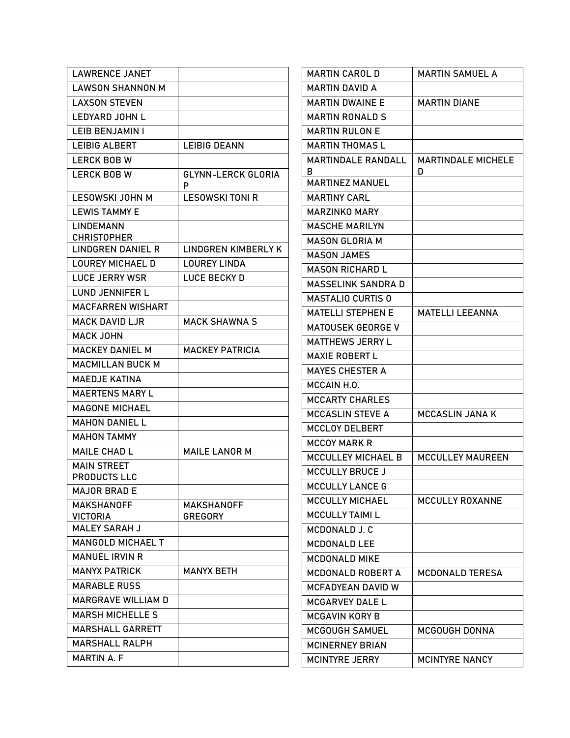| | |
|---|---|
| LAWRENCE JANET | |
| LAWSON SHANNON M | |
| LAXSON STEVEN | |
| LEDYARD JOHN L | |
| LEIB BENJAMIN I | |
| LEIBIG ALBERT | LEIBIG DEANN |
| LERCK BOB W | |
| LERCK BOB W | GLYNN-LERCK GLORIA P |
| LESOWSKI JOHN M | LESOWSKI TONI R |
| LEWIS TAMMY E | |
| LINDEMANN CHRISTOPHER | |
| LINDGREN DANIEL R | LINDGREN KIMBERLY K |
| LOUREY MICHAEL D | LOUREY LINDA |
| LUCE JERRY WSR | LUCE BECKY D |
| LUND JENNIFER L | |
| MACFARREN WISHART | |
| MACK DAVID LJR | MACK SHAWNA S |
| MACK JOHN | |
| MACKEY DANIEL M | MACKEY PATRICIA |
| MACMILLAN BUCK M | |
| MAEDJE KATINA | |
| MAERTENS MARY L | |
| MAGONE MICHAEL | |
| MAHON DANIEL L | |
| MAHON TAMMY | |
| MAILE CHAD L | MAILE LANOR M |
| MAIN STREET PRODUCTS LLC | |
| MAJOR BRAD E | |
| MAKSHANOFF VICTORIA | MAKSHANOFF GREGORY |
| MALEY SARAH J | |
| MANGOLD MICHAEL T | |
| MANUEL IRVIN R | |
| MANYX PATRICK | MANYX BETH |
| MARABLE RUSS | |
| MARGRAVE WILLIAM D | |
| MARSH MICHELLE S | |
| MARSHALL GARRETT | |
| MARSHALL RALPH | |
| MARTIN A. F | |
| MARTIN CAROL D | MARTIN SAMUEL A |
| MARTIN DAVID A | |
| MARTIN DWAINE E | MARTIN DIANE |
| MARTIN RONALD S | |
| MARTIN RULON E | |
| MARTIN THOMAS L | |
| MARTINDALE RANDALL B | MARTINDALE MICHELE D |
| MARTINEZ MANUEL | |
| MARTINY CARL | |
| MARZINKO MARY | |
| MASCHE MARILYN | |
| MASON GLORIA M | |
| MASON JAMES | |
| MASON RICHARD L | |
| MASSELINK SANDRA D | |
| MASTALIO CURTIS O | |
| MATELLI STEPHEN E | MATELLI LEEANNA |
| MATOUSEK GEORGE V | |
| MATTHEWS JERRY L | |
| MAXIE ROBERT L | |
| MAYES CHESTER A | |
| MCCAIN H.O. | |
| MCCARTY CHARLES | |
| MCCASLIN STEVE A | MCCASLIN JANA K |
| MCCLOY DELBERT | |
| MCCOY MARK R | |
| MCCULLEY MICHAEL B | MCCULLEY MAUREEN |
| MCCULLY BRUCE J | |
| MCCULLY LANCE G | |
| MCCULLY MICHAEL | MCCULLY ROXANNE |
| MCCULLY TAIMI L | |
| MCDONALD J. C | |
| MCDONALD LEE | |
| MCDONALD MIKE | |
| MCDONALD ROBERT A | MCDONALD TERESA |
| MCFADYEAN DAVID W | |
| MCGARVEY DALE L | |
| MCGAVIN KORY B | |
| MCGOUGH SAMUEL | MCGOUGH DONNA |
| MCINERNEY BRIAN | |
| MCINTYRE JERRY | MCINTYRE NANCY |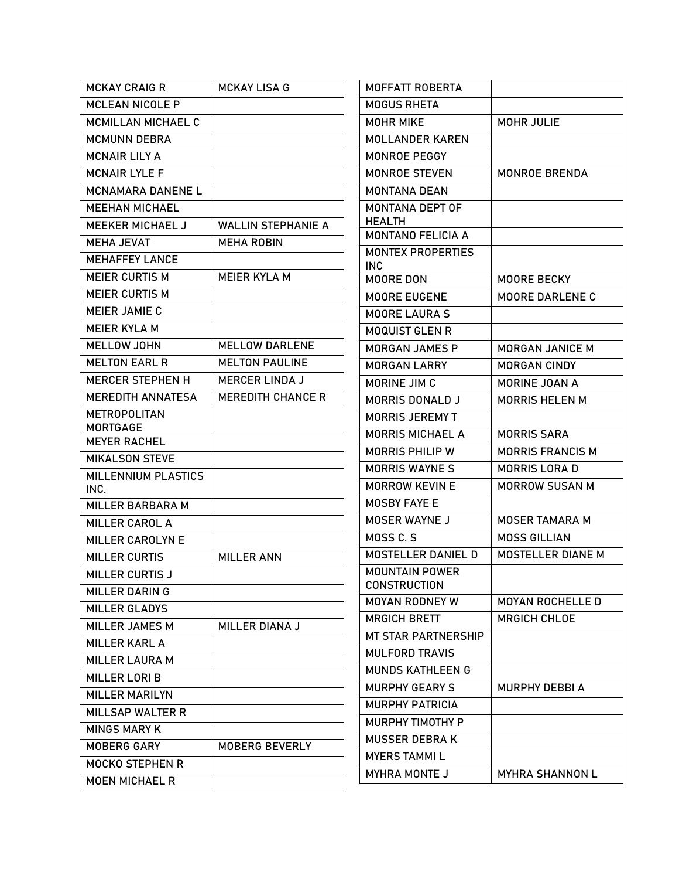| | |
|---|---|
| MCKAY CRAIG R | MCKAY LISA G |
| MCLEAN NICOLE P | |
| MCMILLAN MICHAEL C | |
| MCMUNN DEBRA | |
| MCNAIR LILY A | |
| MCNAIR LYLE F | |
| MCNAMARA DANENE L | |
| MEEHAN MICHAEL | |
| MEEKER MICHAEL J | WALLIN STEPHANIE A |
| MEHA JEVAT | MEHA ROBIN |
| MEHAFFEY LANCE | |
| MEIER CURTIS M | MEIER KYLA M |
| MEIER CURTIS M | |
| MEIER JAMIE C | |
| MEIER KYLA M | |
| MELLOW JOHN | MELLOW DARLENE |
| MELTON EARL R | MELTON PAULINE |
| MERCER STEPHEN H | MERCER LINDA J |
| MEREDITH ANNATESA | MEREDITH CHANCE R |
| METROPOLITAN MORTGAGE | |
| MEYER RACHEL | |
| MIKALSON STEVE | |
| MILLENNIUM PLASTICS INC. | |
| MILLER BARBARA M | |
| MILLER CAROL A | |
| MILLER CAROLYN E | |
| MILLER CURTIS | MILLER ANN |
| MILLER CURTIS J | |
| MILLER DARIN G | |
| MILLER GLADYS | |
| MILLER JAMES M | MILLER DIANA J |
| MILLER KARL A | |
| MILLER LAURA M | |
| MILLER LORI B | |
| MILLER MARILYN | |
| MILLSAP WALTER R | |
| MINGS MARY K | |
| MOBERG GARY | MOBERG BEVERLY |
| MOCKO STEPHEN R | |
| MOEN MICHAEL R | |
| MOFFATT ROBERTA | |
| MOGUS RHETA | |
| MOHR MIKE | MOHR JULIE |
| MOLLANDER KAREN | |
| MONROE PEGGY | |
| MONROE STEVEN | MONROE BRENDA |
| MONTANA DEAN | |
| MONTANA DEPT OF HEALTH | |
| MONTANO FELICIA A | |
| MONTEX PROPERTIES INC | |
| MOORE DON | MOORE BECKY |
| MOORE EUGENE | MOORE DARLENE C |
| MOORE LAURA S | |
| MOQUIST GLEN R | |
| MORGAN JAMES P | MORGAN JANICE M |
| MORGAN LARRY | MORGAN CINDY |
| MORINE JIM C | MORINE JOAN A |
| MORRIS DONALD J | MORRIS HELEN M |
| MORRIS JEREMY T | |
| MORRIS MICHAEL A | MORRIS SARA |
| MORRIS PHILIP W | MORRIS FRANCIS M |
| MORRIS WAYNE S | MORRIS LORA D |
| MORROW KEVIN E | MORROW SUSAN M |
| MOSBY FAYE E | |
| MOSER WAYNE J | MOSER TAMARA M |
| MOSS C. S | MOSS GILLIAN |
| MOSTELLER DANIEL D | MOSTELLER DIANE M |
| MOUNTAIN POWER CONSTRUCTION | |
| MOYAN RODNEY W | MOYAN ROCHELLE D |
| MRGICH BRETT | MRGICH CHLOE |
| MT STAR PARTNERSHIP | |
| MULFORD TRAVIS | |
| MUNDS KATHLEEN G | |
| MURPHY GEARY S | MURPHY DEBBI A |
| MURPHY PATRICIA | |
| MURPHY TIMOTHY P | |
| MUSSER DEBRA K | |
| MYERS TAMMI L | |
| MYHRA MONTE J | MYHRA SHANNON L |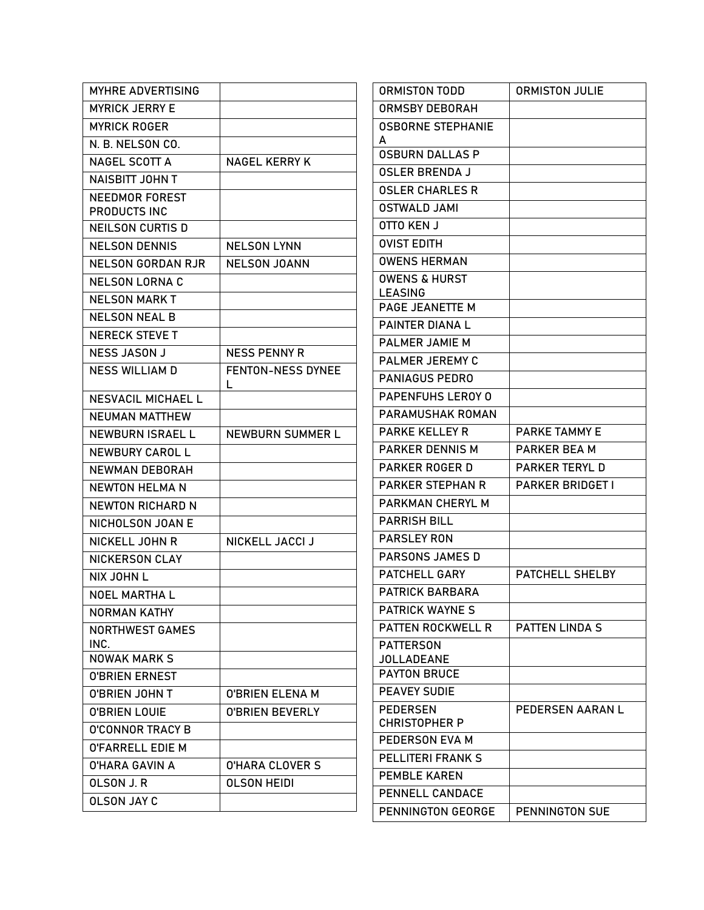| | |
|---|---|
| MYHRE ADVERTISING | |
| MYRICK JERRY E | |
| MYRICK ROGER | |
| N. B. NELSON CO. | |
| NAGEL SCOTT A | NAGEL KERRY K |
| NAISBITT JOHN T | |
| NEEDMOR FOREST PRODUCTS INC | |
| NEILSON CURTIS D | |
| NELSON DENNIS | NELSON LYNN |
| NELSON GORDAN RJR | NELSON JOANN |
| NELSON LORNA C | |
| NELSON MARK T | |
| NELSON NEAL B | |
| NERECK STEVE T | |
| NESS JASON J | NESS PENNY R |
| NESS WILLIAM D | FENTON-NESS DYNEE L |
| NESVACIL MICHAEL L | |
| NEUMAN MATTHEW | |
| NEWBURN ISRAEL L | NEWBURN SUMMER L |
| NEWBURY CAROL L | |
| NEWMAN DEBORAH | |
| NEWTON HELMA N | |
| NEWTON RICHARD N | |
| NICHOLSON JOAN E | |
| NICKELL JOHN R | NICKELL JACCI J |
| NICKERSON CLAY | |
| NIX JOHN L | |
| NOEL MARTHA L | |
| NORMAN KATHY | |
| NORTHWEST GAMES INC. | |
| NOWAK MARK S | |
| O'BRIEN ERNEST | |
| O'BRIEN JOHN T | O'BRIEN ELENA M |
| O'BRIEN LOUIE | O'BRIEN BEVERLY |
| O'CONNOR TRACY B | |
| O'FARRELL EDIE M | |
| O'HARA GAVIN A | O'HARA CLOVER S |
| OLSON J. R | OLSON HEIDI |
| OLSON JAY C | |

| | |
|---|---|
| ORMISTON TODD | ORMISTON JULIE |
| ORMSBY DEBORAH | |
| OSBORNE STEPHANIE A | |
| OSBURN DALLAS P | |
| OSLER BRENDA J | |
| OSLER CHARLES R | |
| OSTWALD JAMI | |
| OTTO KEN J | |
| OVIST EDITH | |
| OWENS HERMAN | |
| OWENS & HURST LEASING | |
| PAGE JEANETTE M | |
| PAINTER DIANA L | |
| PALMER JAMIE M | |
| PALMER JEREMY C | |
| PANIAGUS PEDRO | |
| PAPENFUHS LEROY O | |
| PARAMUSHAK ROMAN | |
| PARKE KELLEY R | PARKE TAMMY E |
| PARKER DENNIS M | PARKER BEA M |
| PARKER ROGER D | PARKER TERYL D |
| PARKER STEPHAN R | PARKER BRIDGET I |
| PARKMAN CHERYL M | |
| PARRISH BILL | |
| PARSLEY RON | |
| PARSONS JAMES D | |
| PATCHELL GARY | PATCHELL SHELBY |
| PATRICK BARBARA | |
| PATRICK WAYNE S | |
| PATTEN ROCKWELL R | PATTEN LINDA S |
| PATTERSON JOLLADEANE | |
| PAYTON BRUCE | |
| PEAVEY SUDIE | |
| PEDERSEN CHRISTOPHER P | PEDERSEN AARAN L |
| PEDERSON EVA M | |
| PELLITERI FRANK S | |
| PEMBLE KAREN | |
| PENNELL CANDACE | |
| PENNINGTON GEORGE | PENNINGTON SUE |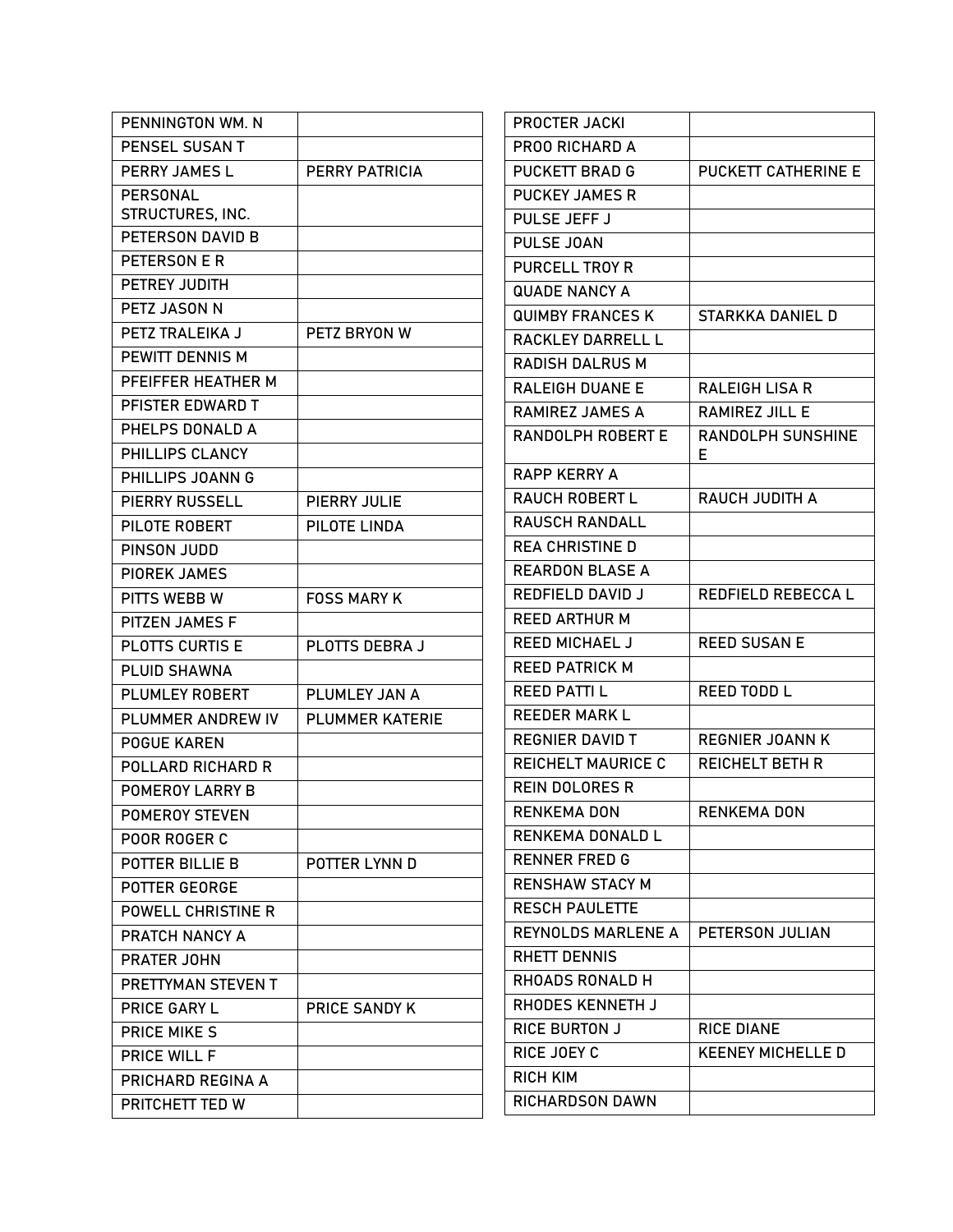| | |
|---|---|
| PENNINGTON WM. N | |
| PENSEL SUSAN T | |
| PERRY JAMES L | PERRY PATRICIA |
| PERSONAL STRUCTURES, INC. | |
| PETERSON DAVID B | |
| PETERSON E R | |
| PETREY JUDITH | |
| PETZ JASON N | |
| PETZ TRALEIKA J | PETZ BRYON W |
| PEWITT DENNIS M | |
| PFEIFFER HEATHER M | |
| PFISTER EDWARD T | |
| PHELPS DONALD A | |
| PHILLIPS CLANCY | |
| PHILLIPS JOANN G | |
| PIERRY RUSSELL | PIERRY JULIE |
| PILOTE ROBERT | PILOTE LINDA |
| PINSON JUDD | |
| PIOREK JAMES | |
| PITTS WEBB W | FOSS MARY K |
| PITZEN JAMES F | |
| PLOTTS CURTIS E | PLOTTS DEBRA J |
| PLUID SHAWNA | |
| PLUMLEY ROBERT | PLUMLEY JAN A |
| PLUMMER ANDREW IV | PLUMMER KATERIE |
| POGUE KAREN | |
| POLLARD RICHARD R | |
| POMEROY LARRY B | |
| POMEROY STEVEN | |
| POOR ROGER C | |
| POTTER BILLIE B | POTTER LYNN D |
| POTTER GEORGE | |
| POWELL CHRISTINE R | |
| PRATCH NANCY A | |
| PRATER JOHN | |
| PRETTYMAN STEVEN T | |
| PRICE GARY L | PRICE SANDY K |
| PRICE MIKE S | |
| PRICE WILL F | |
| PRICHARD REGINA A | |
| PRITCHETT TED W | |
| PROCTER JACKI | |
| PROO RICHARD A | |
| PUCKETT BRAD G | PUCKETT CATHERINE E |
| PUCKEY JAMES R | |
| PULSE JEFF J | |
| PULSE JOAN | |
| PURCELL TROY R | |
| QUADE NANCY A | |
| QUIMBY FRANCES K | STARKKA DANIEL D |
| RACKLEY DARRELL L | |
| RADISH DALRUS M | |
| RALEIGH DUANE E | RALEIGH LISA R |
| RAMIREZ JAMES A | RAMIREZ JILL E |
| RANDOLPH ROBERT E | RANDOLPH SUNSHINE E |
| RAPP KERRY A | |
| RAUCH ROBERT L | RAUCH JUDITH A |
| RAUSCH RANDALL | |
| REA CHRISTINE D | |
| REARDON BLASE A | |
| REDFIELD DAVID J | REDFIELD REBECCA L |
| REED ARTHUR M | |
| REED MICHAEL J | REED SUSAN E |
| REED PATRICK M | |
| REED PATTI L | REED TODD L |
| REEDER MARK L | |
| REGNIER DAVID T | REGNIER JOANN K |
| REICHELT MAURICE C | REICHELT BETH R |
| REIN DOLORES R | |
| RENKEMA DON | RENKEMA DON |
| RENKEMA DONALD L | |
| RENNER FRED G | |
| RENSHAW STACY M | |
| RESCH PAULETTE | |
| REYNOLDS MARLENE A | PETERSON JULIAN |
| RHETT DENNIS | |
| RHOADS RONALD H | |
| RHODES KENNETH J | |
| RICE BURTON J | RICE DIANE |
| RICE JOEY C | KEENEY MICHELLE D |
| RICH KIM | |
| RICHARDSON DAWN | |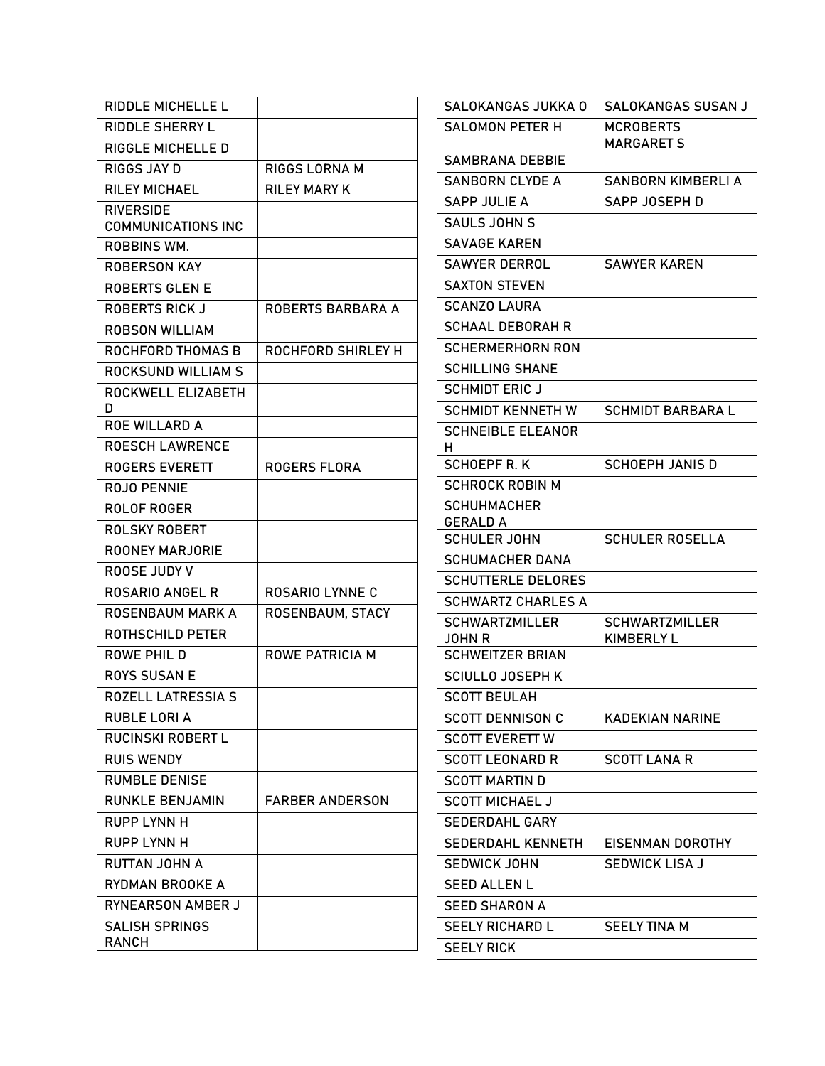| | |
|---|---|
| RIDDLE MICHELLE L | |
| RIDDLE SHERRY L | |
| RIGGLE MICHELLE D | |
| RIGGS JAY D | RIGGS LORNA M |
| RILEY MICHAEL | RILEY MARY K |
| RIVERSIDE COMMUNICATIONS INC | |
| ROBBINS WM. | |
| ROBERSON KAY | |
| ROBERTS GLEN E | |
| ROBERTS RICK J | ROBERTS BARBARA A |
| ROBSON WILLIAM | |
| ROCHFORD THOMAS B | ROCHFORD SHIRLEY H |
| ROCKSUND WILLIAM S | |
| ROCKWELL ELIZABETH D | |
| ROE WILLARD A | |
| ROESCH LAWRENCE | |
| ROGERS EVERETT | ROGERS FLORA |
| ROJO PENNIE | |
| ROLOF ROGER | |
| ROLSKY ROBERT | |
| ROONEY MARJORIE | |
| ROOSE JUDY V | |
| ROSARIO ANGEL R | ROSARIO LYNNE C |
| ROSENBAUM MARK A | ROSENBAUM, STACY |
| ROTHSCHILD PETER | |
| ROWE PHIL D | ROWE PATRICIA M |
| ROYS SUSAN E | |
| ROZELL LATRESSIA S | |
| RUBLE LORI A | |
| RUCINSKI ROBERT L | |
| RUIS WENDY | |
| RUMBLE DENISE | |
| RUNKLE BENJAMIN | FARBER ANDERSON |
| RUPP LYNN H | |
| RUPP LYNN H | |
| RUTTAN JOHN A | |
| RYDMAN BROOKE A | |
| RYNEARSON AMBER J | |
| SALISH SPRINGS RANCH | |

| | |
|---|---|
| SALOKANGAS JUKKA O | SALOKANGAS SUSAN J |
| SALOMON PETER H | MCROBERTS MARGARET S |
| SAMBRANA DEBBIE | |
| SANBORN CLYDE A | SANBORN KIMBERLI A |
| SAPP JULIE A | SAPP JOSEPH D |
| SAULS JOHN S | |
| SAVAGE KAREN | |
| SAWYER DERROL | SAWYER KAREN |
| SAXTON STEVEN | |
| SCANZO LAURA | |
| SCHAAL DEBORAH R | |
| SCHERMERHORN RON | |
| SCHILLING SHANE | |
| SCHMIDT ERIC J | |
| SCHMIDT KENNETH W | SCHMIDT BARBARA L |
| SCHNEIBLE ELEANOR H | |
| SCHOEPF R. K | SCHOEPH JANIS D |
| SCHROCK ROBIN M | |
| SCHUHMACHER GERALD A | |
| SCHULER JOHN | SCHULER ROSELLA |
| SCHUMACHER DANA | |
| SCHUTTERLE DELORES | |
| SCHWARTZ CHARLES A | |
| SCHWARTZMILLER JOHN R | SCHWARTZMILLER KIMBERLY L |
| SCHWEITZER BRIAN | |
| SCIULLO JOSEPH K | |
| SCOTT BEULAH | |
| SCOTT DENNISON C | KADEKIAN NARINE |
| SCOTT EVERETT W | |
| SCOTT LEONARD R | SCOTT LANA R |
| SCOTT MARTIN D | |
| SCOTT MICHAEL J | |
| SEDERDAHL GARY | |
| SEDERDAHL KENNETH | EISENMAN DOROTHY |
| SEDWICK JOHN | SEDWICK LISA J |
| SEED ALLEN L | |
| SEED SHARON A | |
| SEELY RICHARD L | SEELY TINA M |
| SEELY RICK | |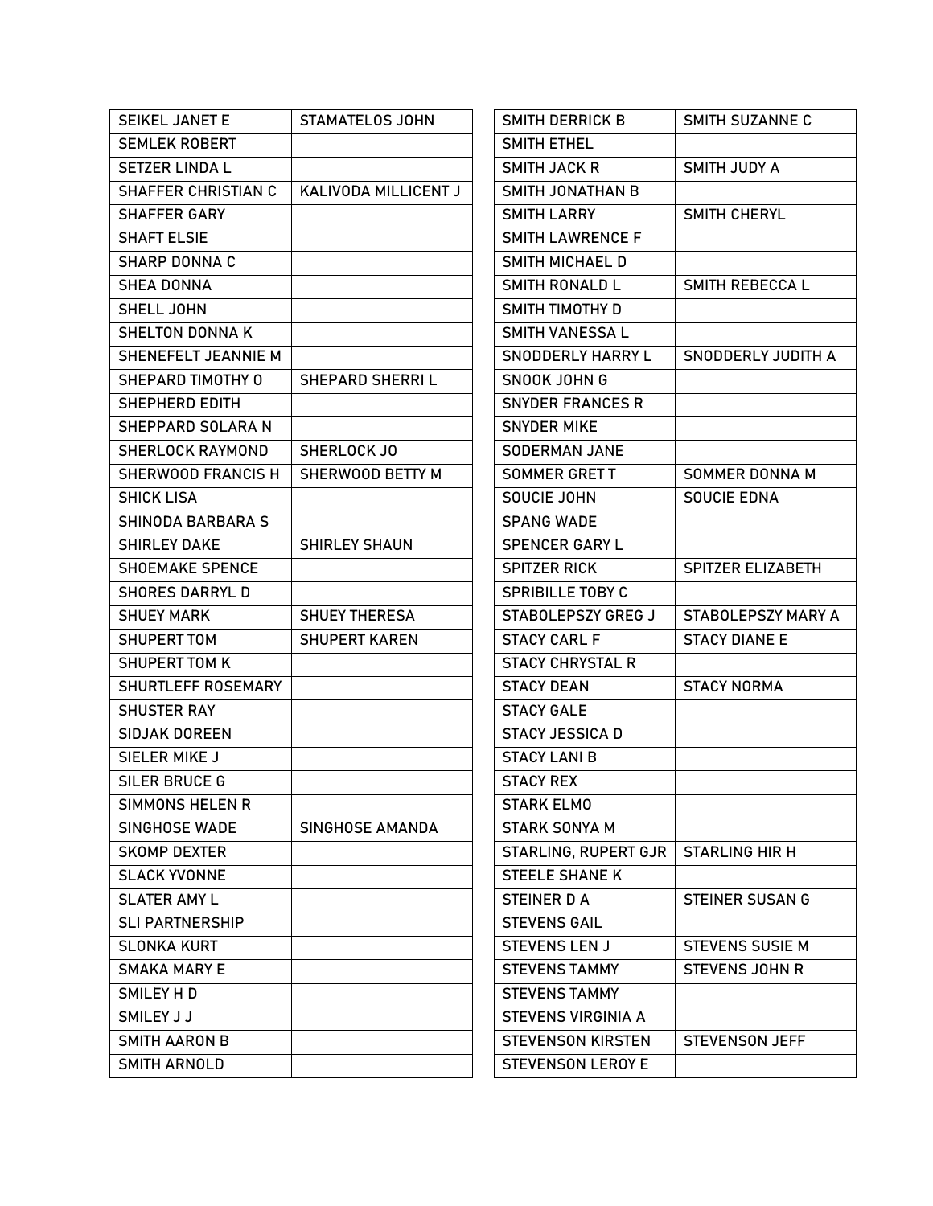| | |
|---|---|
| SEIKEL JANET E | STAMATELOS JOHN |
| SEMLEK ROBERT | |
| SETZER LINDA L | |
| SHAFFER CHRISTIAN C | KALIVODA MILLICENT J |
| SHAFFER GARY | |
| SHAFT ELSIE | |
| SHARP DONNA C | |
| SHEA DONNA | |
| SHELL JOHN | |
| SHELTON DONNA K | |
| SHENEFELT JEANNIE M | |
| SHEPARD TIMOTHY O | SHEPARD SHERRI L |
| SHEPHERD EDITH | |
| SHEPPARD SOLARA N | |
| SHERLOCK RAYMOND | SHERLOCK JO |
| SHERWOOD FRANCIS H | SHERWOOD BETTY M |
| SHICK LISA | |
| SHINODA BARBARA S | |
| SHIRLEY DAKE | SHIRLEY SHAUN |
| SHOEMAKE SPENCE | |
| SHORES DARRYL D | |
| SHUEY MARK | SHUEY THERESA |
| SHUPERT TOM | SHUPERT KAREN |
| SHUPERT TOM K | |
| SHURTLEFF ROSEMARY | |
| SHUSTER RAY | |
| SIDJAK DOREEN | |
| SIELER MIKE J | |
| SILER BRUCE G | |
| SIMMONS HELEN R | |
| SINGHOSE WADE | SINGHOSE AMANDA |
| SKOMP DEXTER | |
| SLACK YVONNE | |
| SLATER AMY L | |
| SLI PARTNERSHIP | |
| SLONKA KURT | |
| SMAKA MARY E | |
| SMILEY H D | |
| SMILEY J J | |
| SMITH AARON B | |
| SMITH ARNOLD | |

| | |
|---|---|
| SMITH DERRICK B | SMITH SUZANNE C |
| SMITH ETHEL | |
| SMITH JACK R | SMITH JUDY A |
| SMITH JONATHAN B | |
| SMITH LARRY | SMITH CHERYL |
| SMITH LAWRENCE F | |
| SMITH MICHAEL D | |
| SMITH RONALD L | SMITH REBECCA L |
| SMITH TIMOTHY D | |
| SMITH VANESSA L | |
| SNODDERLY HARRY L | SNODDERLY JUDITH A |
| SNOOK JOHN G | |
| SNYDER FRANCES R | |
| SNYDER MIKE | |
| SODERMAN JANE | |
| SOMMER GRET T | SOMMER DONNA M |
| SOUCIE JOHN | SOUCIE EDNA |
| SPANG WADE | |
| SPENCER GARY L | |
| SPITZER RICK | SPITZER ELIZABETH |
| SPRIBILLE TOBY C | |
| STABOLEPSZY GREG J | STABOLEPSZY MARY A |
| STACY CARL F | STACY DIANE E |
| STACY CHRYSTAL R | |
| STACY DEAN | STACY NORMA |
| STACY GALE | |
| STACY JESSICA D | |
| STACY LANI B | |
| STACY REX | |
| STARK ELMO | |
| STARK SONYA M | |
| STARLING, RUPERT GJR | STARLING HIR H |
| STEELE SHANE K | |
| STEINER D A | STEINER SUSAN G |
| STEVENS GAIL | |
| STEVENS LEN J | STEVENS SUSIE M |
| STEVENS TAMMY | STEVENS JOHN R |
| STEVENS TAMMY | |
| STEVENS VIRGINIA A | |
| STEVENSON KIRSTEN | STEVENSON JEFF |
| STEVENSON LEROY E | |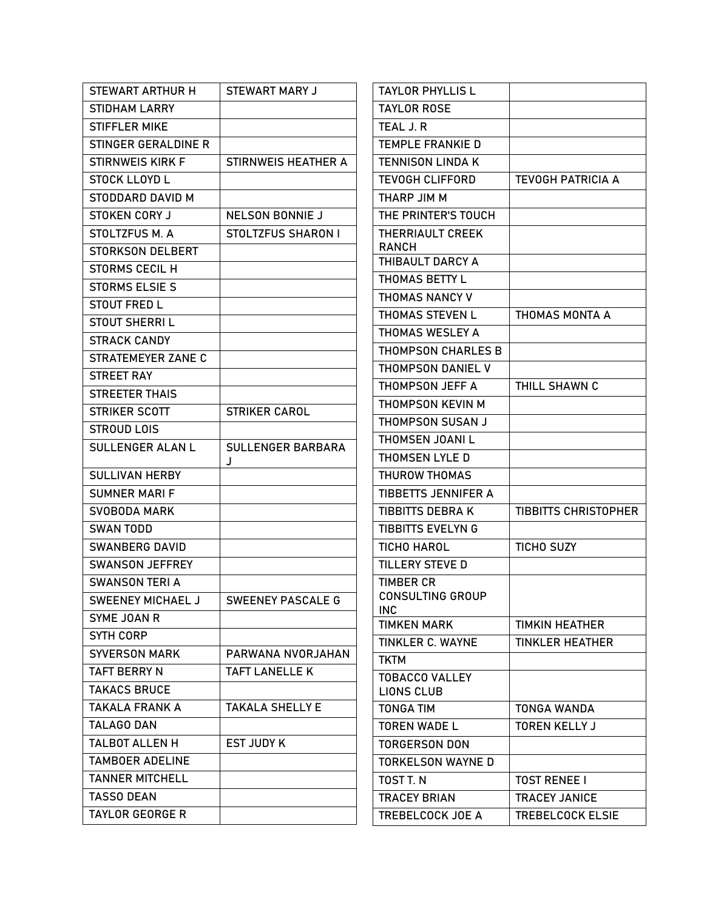| | |
|---|---|
| STEWART ARTHUR H | STEWART MARY J |
| STIDHAM LARRY | |
| STIFFLER MIKE | |
| STINGER GERALDINE R | |
| STIRNWEIS KIRK F | STIRNWEIS HEATHER A |
| STOCK LLOYD L | |
| STODDARD DAVID M | |
| STOKEN CORY J | NELSON BONNIE J |
| STOLTZFUS M. A | STOLTZFUS SHARON I |
| STORKSON DELBERT | |
| STORMS CECIL H | |
| STORMS ELSIE S | |
| STOUT FRED L | |
| STOUT SHERRI L | |
| STRACK CANDY | |
| STRATEMEYER ZANE C | |
| STREET RAY | |
| STREETER THAIS | |
| STRIKER SCOTT | STRIKER CAROL |
| STROUD LOIS | |
| SULLENGER ALAN L | SULLENGER BARBARA J |
| SULLIVAN HERBY | |
| SUMNER MARI F | |
| SVOBODA MARK | |
| SWAN TODD | |
| SWANBERG DAVID | |
| SWANSON JEFFREY | |
| SWANSON TERI A | |
| SWEENEY MICHAEL J | SWEENEY PASCALE G |
| SYME JOAN R | |
| SYTH CORP | |
| SYVERSON MARK | PARWANA NVORJAHAN |
| TAFT BERRY N | TAFT LANELLE K |
| TAKACS BRUCE | |
| TAKALA FRANK A | TAKALA SHELLY E |
| TALAGO DAN | |
| TALBOT ALLEN H | EST JUDY K |
| TAMBOER ADELINE | |
| TANNER MITCHELL | |
| TASSO DEAN | |
| TAYLOR GEORGE R | |
| TAYLOR PHYLLIS L | |
| TAYLOR ROSE | |
| TEAL J. R | |
| TEMPLE FRANKIE D | |
| TENNISON LINDA K | |
| TEVOGH CLIFFORD | TEVOGH PATRICIA A |
| THARP JIM M | |
| THE PRINTER'S TOUCH | |
| THERRIAULT CREEK RANCH | |
| THIBAULT DARCY A | |
| THOMAS BETTY L | |
| THOMAS NANCY V | |
| THOMAS STEVEN L | THOMAS MONTA A |
| THOMAS WESLEY A | |
| THOMPSON CHARLES B | |
| THOMPSON DANIEL V | |
| THOMPSON JEFF A | THILL SHAWN C |
| THOMPSON KEVIN M | |
| THOMPSON SUSAN J | |
| THOMSEN JOANI L | |
| THOMSEN LYLE D | |
| THUROW THOMAS | |
| TIBBETTS JENNIFER A | |
| TIBBITTS DEBRA K | TIBBITTS CHRISTOPHER |
| TIBBITTS EVELYN G | |
| TICHO HAROL | TICHO SUZY |
| TILLERY STEVE D | |
| TIMBER CR CONSULTING GROUP INC | |
| TIMKEN MARK | TIMKIN HEATHER |
| TINKLER C. WAYNE | TINKLER HEATHER |
| TKTM | |
| TOBACCO VALLEY LIONS CLUB | |
| TONGA TIM | TONGA WANDA |
| TOREN WADE L | TOREN KELLY J |
| TORGERSON DON | |
| TORKELSON WAYNE D | |
| TOST T. N | TOST RENEE I |
| TRACEY BRIAN | TRACEY JANICE |
| TREBELCOCK JOE A | TREBELCOCK ELSIE |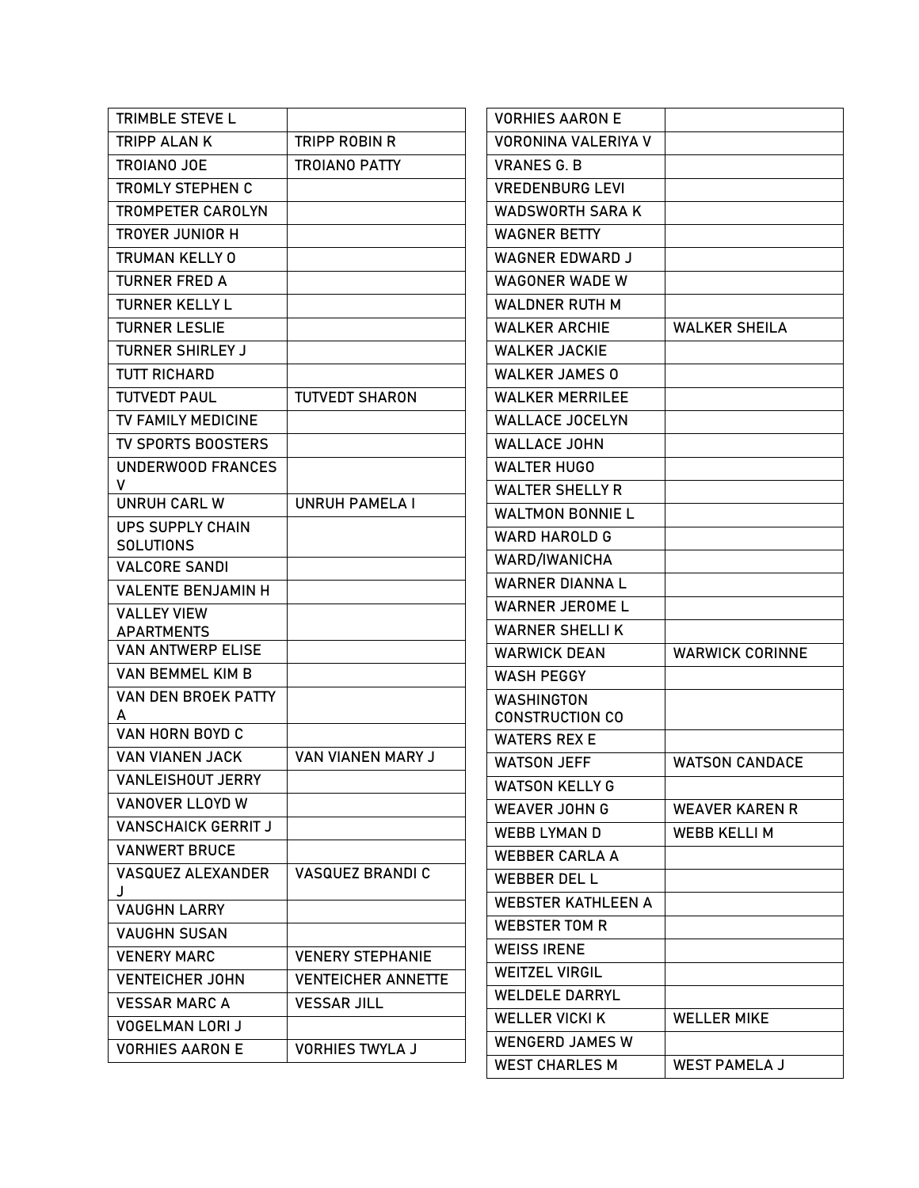| | |
|---|---|
| TRIMBLE STEVE L | |
| TRIPP ALAN K | TRIPP ROBIN R |
| TROIANO JOE | TROIANO PATTY |
| TROMLY STEPHEN C | |
| TROMPETER CAROLYN | |
| TROYER JUNIOR H | |
| TRUMAN KELLY O | |
| TURNER FRED A | |
| TURNER KELLY L | |
| TURNER LESLIE | |
| TURNER SHIRLEY J | |
| TUTT RICHARD | |
| TUTVEDT PAUL | TUTVEDT SHARON |
| TV FAMILY MEDICINE | |
| TV SPORTS BOOSTERS | |
| UNDERWOOD FRANCES V | |
| UNRUH CARL W | UNRUH PAMELA I |
| UPS SUPPLY CHAIN SOLUTIONS | |
| VALCORE SANDI | |
| VALENTE BENJAMIN H | |
| VALLEY VIEW APARTMENTS | |
| VAN ANTWERP ELISE | |
| VAN BEMMEL KIM B | |
| VAN DEN BROEK PATTY A | |
| VAN HORN BOYD C | |
| VAN VIANEN JACK | VAN VIANEN MARY J |
| VANLEISHOUT JERRY | |
| VANOVER LLOYD W | |
| VANSCHAICK GERRIT J | |
| VANWERT BRUCE | |
| VASQUEZ ALEXANDER J | VASQUEZ BRANDI C |
| VAUGHN LARRY | |
| VAUGHN SUSAN | |
| VENERY MARC | VENERY STEPHANIE |
| VENTEICHER JOHN | VENTEICHER ANNETTE |
| VESSAR MARC A | VESSAR JILL |
| VOGELMAN LORI J | |
| VORHIES AARON E | VORHIES TWYLA J |
| VORHIES AARON E | |
| VORONINA VALERIYA V | |
| VRANES G. B | |
| VREDENBURG LEVI | |
| WADSWORTH SARA K | |
| WAGNER BETTY | |
| WAGNER EDWARD J | |
| WAGONER WADE W | |
| WALDNER RUTH M | |
| WALKER ARCHIE | WALKER SHEILA |
| WALKER JACKIE | |
| WALKER JAMES O | |
| WALKER MERRILEE | |
| WALLACE JOCELYN | |
| WALLACE JOHN | |
| WALTER HUGO | |
| WALTER SHELLY R | |
| WALTMON BONNIE L | |
| WARD HAROLD G | |
| WARD/IWANICHA | |
| WARNER DIANNA L | |
| WARNER JEROME L | |
| WARNER SHELLI K | |
| WARWICK DEAN | WARWICK CORINNE |
| WASH PEGGY | |
| WASHINGTON CONSTRUCTION CO | |
| WATERS REX E | |
| WATSON JEFF | WATSON CANDACE |
| WATSON KELLY G | |
| WEAVER JOHN G | WEAVER KAREN R |
| WEBB LYMAN D | WEBB KELLI M |
| WEBBER CARLA A | |
| WEBBER DEL L | |
| WEBSTER KATHLEEN A | |
| WEBSTER TOM R | |
| WEISS IRENE | |
| WEITZEL VIRGIL | |
| WELDELE DARRYL | |
| WELLER VICKI K | WELLER MIKE |
| WENGERD JAMES W | |
| WEST CHARLES M | WEST PAMELA J |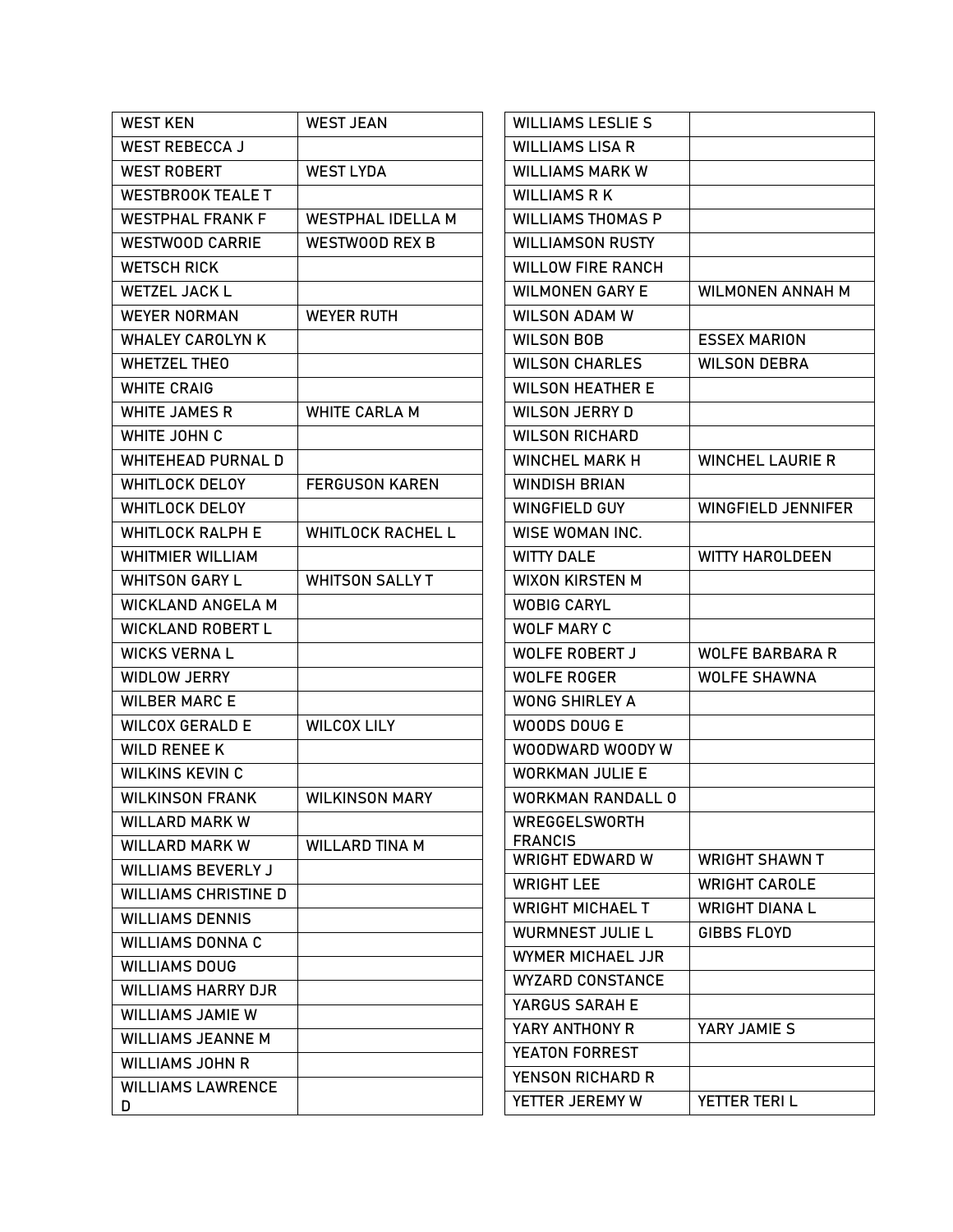| | |
|---|---|
| WEST KEN | WEST JEAN |
| WEST REBECCA J | |
| WEST ROBERT | WEST LYDA |
| WESTBROOK TEALE T | |
| WESTPHAL FRANK F | WESTPHAL IDELLA M |
| WESTWOOD CARRIE | WESTWOOD REX B |
| WETSCH RICK | |
| WETZEL JACK L | |
| WEYER NORMAN | WEYER RUTH |
| WHALEY CAROLYN K | |
| WHETZEL THEO | |
| WHITE CRAIG | |
| WHITE JAMES R | WHITE CARLA M |
| WHITE JOHN C | |
| WHITEHEAD PURNAL D | |
| WHITLOCK DELOY | FERGUSON KAREN |
| WHITLOCK DELOY | |
| WHITLOCK RALPH E | WHITLOCK RACHEL L |
| WHITMIER WILLIAM | |
| WHITSON GARY L | WHITSON SALLY T |
| WICKLAND ANGELA M | |
| WICKLAND ROBERT L | |
| WICKS VERNA L | |
| WIDLOW JERRY | |
| WILBER MARC E | |
| WILCOX GERALD E | WILCOX LILY |
| WILD RENEE K | |
| WILKINS KEVIN C | |
| WILKINSON FRANK | WILKINSON MARY |
| WILLARD MARK W | |
| WILLARD MARK W | WILLARD TINA M |
| WILLIAMS BEVERLY J | |
| WILLIAMS CHRISTINE D | |
| WILLIAMS DENNIS | |
| WILLIAMS DONNA C | |
| WILLIAMS DOUG | |
| WILLIAMS HARRY DJR | |
| WILLIAMS JAMIE W | |
| WILLIAMS JEANNE M | |
| WILLIAMS JOHN R | |
| WILLIAMS LAWRENCE D | |
| WILLIAMS LESLIE S | |
| WILLIAMS LISA R | |
| WILLIAMS MARK W | |
| WILLIAMS R K | |
| WILLIAMS THOMAS P | |
| WILLIAMSON RUSTY | |
| WILLOW FIRE RANCH | |
| WILMONEN GARY E | WILMONEN ANNAH M |
| WILSON ADAM W | |
| WILSON BOB | ESSEX MARION |
| WILSON CHARLES | WILSON DEBRA |
| WILSON HEATHER E | |
| WILSON JERRY D | |
| WILSON RICHARD | |
| WINCHEL MARK H | WINCHEL LAURIE R |
| WINDISH BRIAN | |
| WINGFIELD GUY | WINGFIELD JENNIFER |
| WISE WOMAN INC. | |
| WITTY DALE | WITTY HAROLDEEN |
| WIXON KIRSTEN M | |
| WOBIG CARYL | |
| WOLF MARY C | |
| WOLFE ROBERT J | WOLFE BARBARA R |
| WOLFE ROGER | WOLFE SHAWNA |
| WONG SHIRLEY A | |
| WOODS DOUG E | |
| WOODWARD WOODY W | |
| WORKMAN JULIE E | |
| WORKMAN RANDALL O | |
| WREGGELSWORTH FRANCIS | |
| WRIGHT EDWARD W | WRIGHT SHAWN T |
| WRIGHT LEE | WRIGHT CAROLE |
| WRIGHT MICHAEL T | WRIGHT DIANA L |
| WURMNEST JULIE L | GIBBS FLOYD |
| WYMER MICHAEL JJR | |
| WYZARD CONSTANCE | |
| YARGUS SARAH E | |
| YARY ANTHONY R | YARY JAMIE S |
| YEATON FORREST | |
| YENSON RICHARD R | |
| YETTER JEREMY W | YETTER TERI L |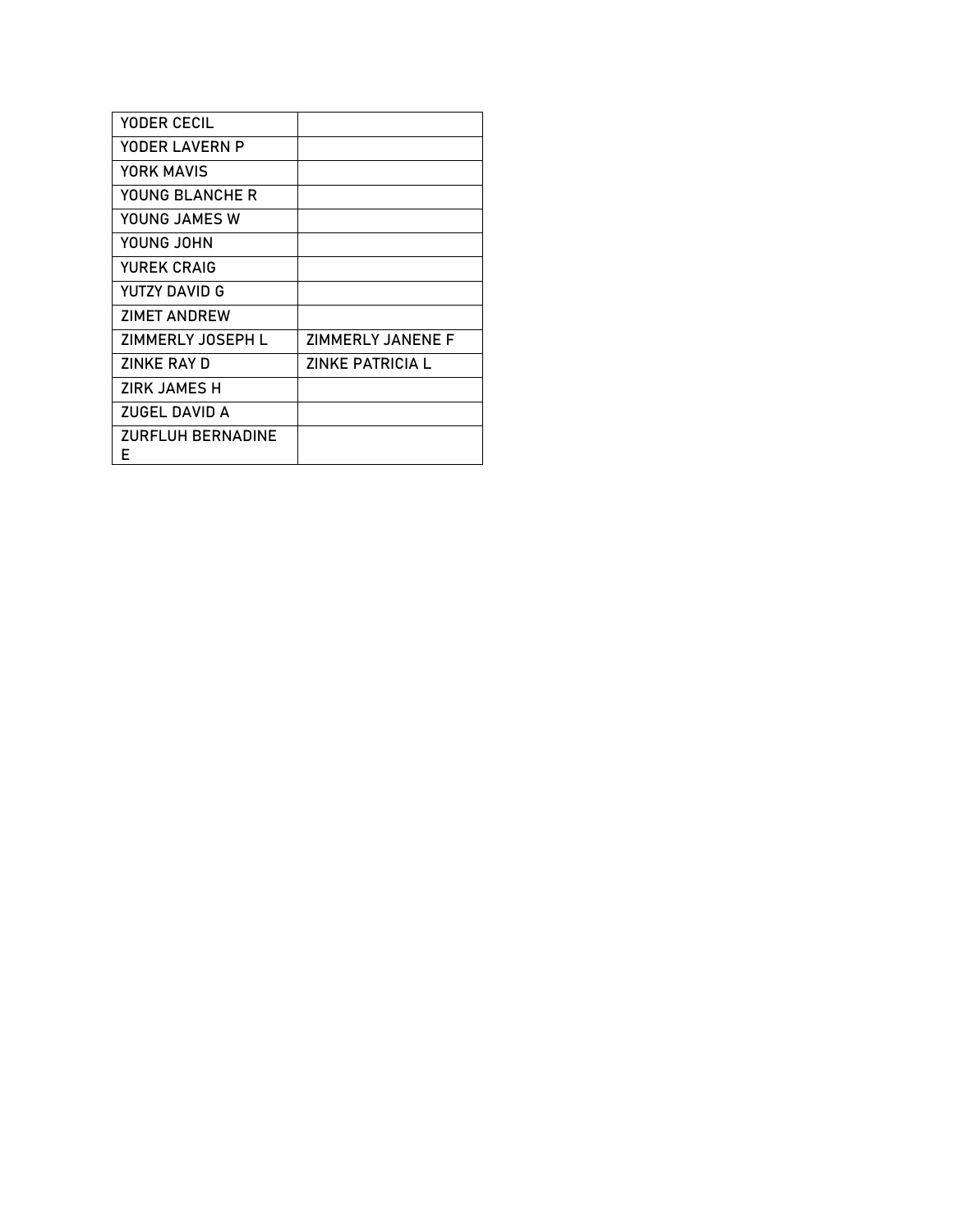| | |
|---|---|
| YODER CECIL | |
| YODER LAVERN P | |
| YORK MAVIS | |
| YOUNG BLANCHE R | |
| YOUNG JAMES W | |
| YOUNG JOHN | |
| YUREK CRAIG | |
| YUTZY DAVID G | |
| ZIMET ANDREW | |
| ZIMMERLY JOSEPH L | ZIMMERLY JANENE F |
| ZINKE RAY D | ZINKE PATRICIA L |
| ZIRK JAMES H | |
| ZUGEL DAVID A | |
| ZURFLUH BERNADINE E | |